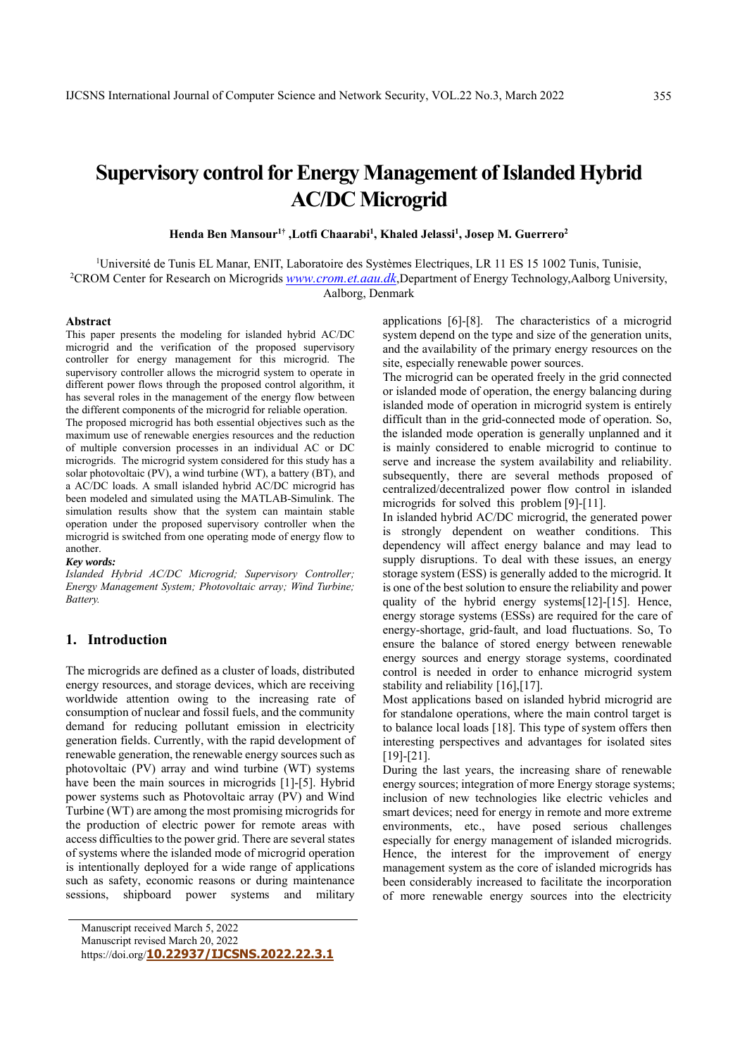# Supervisory control for Energy Management of Islanded Hybrid AC/DC Microgrid

**Henda Ben Mansour[1†], Lotfi Chaarabi[1], Khaled Jelassi[1], Josep M. Guerrero[2]**

[1]Université de Tunis EL Manar, ENIT, Laboratoire des Systèmes Electriques, LR 11 ES 15 1002 Tunis, Tunisie,
[2]CROM Center for Research on Microgrids *www.crom.et.aau.dk*,Department of Energy Technology,Aalborg University, Aalborg, Denmark

### Abstract

This paper presents the modeling for islanded hybrid AC/DC microgrid and the verification of the proposed supervisory controller for energy management for this microgrid. The supervisory controller allows the microgrid system to operate in different power flows through the proposed control algorithm, it has several roles in the management of the energy flow between the different components of the microgrid for reliable operation.

The proposed microgrid has both essential objectives such as the maximum use of renewable energies resources and the reduction of multiple conversion processes in an individual AC or DC microgrids. The microgrid system considered for this study has a solar photovoltaic (PV), a wind turbine (WT), a battery (BT), and a AC/DC loads. A small islanded hybrid AC/DC microgrid has been modeled and simulated using the MATLAB-Simulink. The simulation results show that the system can maintain stable operation under the proposed supervisory controller when the microgrid is switched from one operating mode of energy flow to another.

***Key words:***

*Islanded Hybrid AC/DC Microgrid; Supervisory Controller; Energy Management System; Photovoltaic array; Wind Turbine; Battery.*

## 1. Introduction

The microgrids are defined as a cluster of loads, distributed energy resources, and storage devices, which are receiving worldwide attention owing to the increasing rate of consumption of nuclear and fossil fuels, and the community demand for reducing pollutant emission in electricity generation fields. Currently, with the rapid development of renewable generation, the renewable energy sources such as photovoltaic (PV) array and wind turbine (WT) systems have been the main sources in microgrids [1]-[5]. Hybrid power systems such as Photovoltaic array (PV) and Wind Turbine (WT) are among the most promising microgrids for the production of electric power for remote areas with access difficulties to the power grid. There are several states of systems where the islanded mode of microgrid operation is intentionally deployed for a wide range of applications such as safety, economic reasons or during maintenance sessions, shipboard power systems and military applications [6]-[8]. The characteristics of a microgrid system depend on the type and size of the generation units, and the availability of the primary energy resources on the site, especially renewable power sources.

The microgrid can be operated freely in the grid connected or islanded mode of operation, the energy balancing during islanded mode of operation in microgrid system is entirely difficult than in the grid-connected mode of operation. So, the islanded mode operation is generally unplanned and it is mainly considered to enable microgrid to continue to serve and increase the system availability and reliability. subsequently, there are several methods proposed of centralized/decentralized power flow control in islanded microgrids for solved this problem [9]-[11].

In islanded hybrid AC/DC microgrid, the generated power is strongly dependent on weather conditions. This dependency will affect energy balance and may lead to supply disruptions. To deal with these issues, an energy storage system (ESS) is generally added to the microgrid. It is one of the best solution to ensure the reliability and power quality of the hybrid energy systems[12]-[15]. Hence, energy storage systems (ESSs) are required for the care of energy-shortage, grid-fault, and load fluctuations. So, To ensure the balance of stored energy between renewable energy sources and energy storage systems, coordinated control is needed in order to enhance microgrid system stability and reliability [16],[17].

Most applications based on islanded hybrid microgrid are for standalone operations, where the main control target is to balance local loads [18]. This type of system offers then interesting perspectives and advantages for isolated sites [19]-[21].

During the last years, the increasing share of renewable energy sources; integration of more Energy storage systems; inclusion of new technologies like electric vehicles and smart devices; need for energy in remote and more extreme environments, etc., have posed serious challenges especially for energy management of islanded microgrids. Hence, the interest for the improvement of energy management system as the core of islanded microgrids has been considerably increased to facilitate the incorporation of more renewable energy sources into the electricity

Manuscript received March 5, 2022
Manuscript revised March 20, 2022
https://doi.org/10.22937/IJCSNS.2022.22.3.1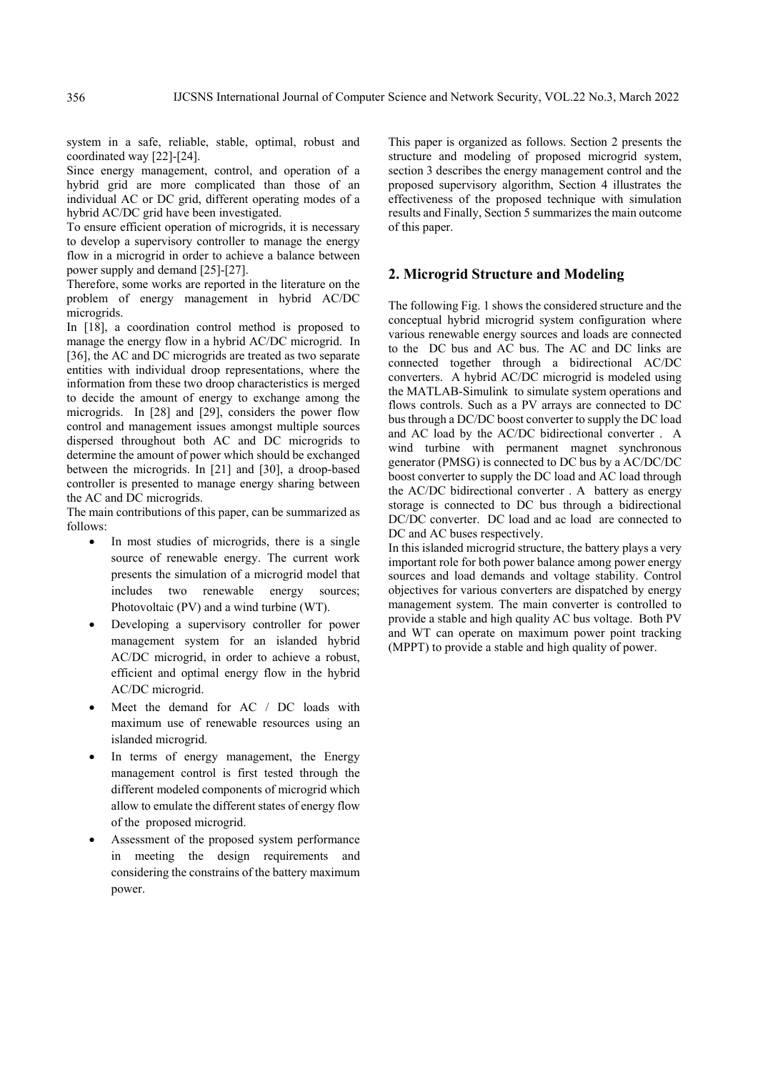system in a safe, reliable, stable, optimal, robust and coordinated way [22]-[24].

Since energy management, control, and operation of a hybrid grid are more complicated than those of an individual AC or DC grid, different operating modes of a hybrid AC/DC grid have been investigated.

To ensure efficient operation of microgrids, it is necessary to develop a supervisory controller to manage the energy flow in a microgrid in order to achieve a balance between power supply and demand [25]-[27].

Therefore, some works are reported in the literature on the problem of energy management in hybrid AC/DC microgrids.

In [18], a coordination control method is proposed to manage the energy flow in a hybrid AC/DC microgrid. In [36], the AC and DC microgrids are treated as two separate entities with individual droop representations, where the information from these two droop characteristics is merged to decide the amount of energy to exchange among the microgrids. In [28] and [29], considers the power flow control and management issues amongst multiple sources dispersed throughout both AC and DC microgrids to determine the amount of power which should be exchanged between the microgrids. In [21] and [30], a droop-based controller is presented to manage energy sharing between the AC and DC microgrids.

The main contributions of this paper, can be summarized as follows:

- In most studies of microgrids, there is a single source of renewable energy. The current work presents the simulation of a microgrid model that includes two renewable energy sources; Photovoltaic (PV) and a wind turbine (WT).
- Developing a supervisory controller for power management system for an islanded hybrid AC/DC microgrid, in order to achieve a robust, efficient and optimal energy flow in the hybrid AC/DC microgrid.
- Meet the demand for AC / DC loads with maximum use of renewable resources using an islanded microgrid.
- In terms of energy management, the Energy management control is first tested through the different modeled components of microgrid which allow to emulate the different states of energy flow of the proposed microgrid.
- Assessment of the proposed system performance in meeting the design requirements and considering the constrains of the battery maximum power.

This paper is organized as follows. Section 2 presents the structure and modeling of proposed microgrid system, section 3 describes the energy management control and the proposed supervisory algorithm, Section 4 illustrates the effectiveness of the proposed technique with simulation results and Finally, Section 5 summarizes the main outcome of this paper.

## 2. Microgrid Structure and Modeling

The following Fig. 1 shows the considered structure and the conceptual hybrid microgrid system configuration where various renewable energy sources and loads are connected to the DC bus and AC bus. The AC and DC links are connected together through a bidirectional AC/DC converters. A hybrid AC/DC microgrid is modeled using the MATLAB-Simulink to simulate system operations and flows controls. Such as a PV arrays are connected to DC bus through a DC/DC boost converter to supply the DC load and AC load by the AC/DC bidirectional converter . A wind turbine with permanent magnet synchronous generator (PMSG) is connected to DC bus by a AC/DC/DC boost converter to supply the DC load and AC load through the AC/DC bidirectional converter . A battery as energy storage is connected to DC bus through a bidirectional DC/DC converter. DC load and ac load are connected to DC and AC buses respectively.

In this islanded microgrid structure, the battery plays a very important role for both power balance among power energy sources and load demands and voltage stability. Control objectives for various converters are dispatched by energy management system. The main converter is controlled to provide a stable and high quality AC bus voltage. Both PV and WT can operate on maximum power point tracking (MPPT) to provide a stable and high quality of power.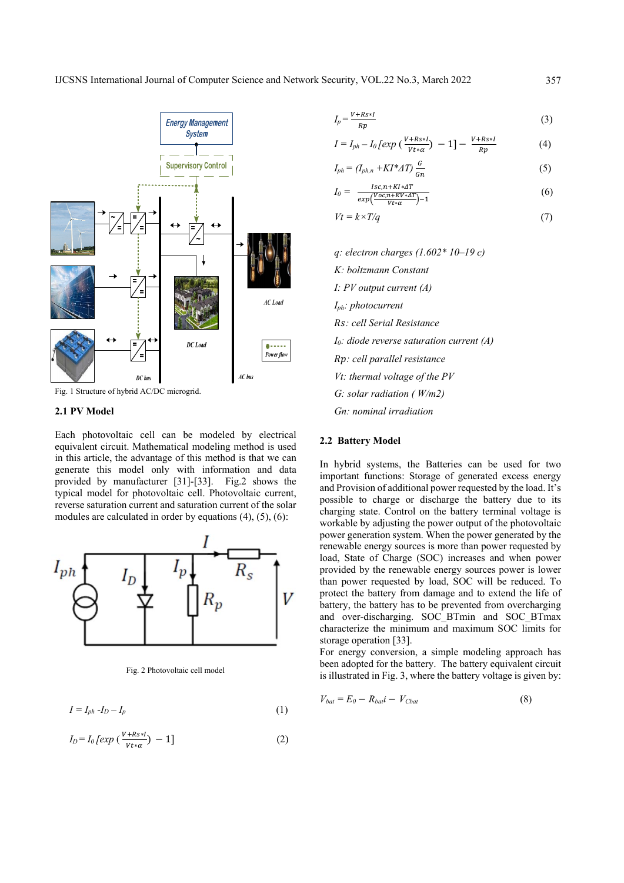Fig. 1 Structure of hybrid AC/DC microgrid.

### 2.1 PV Model

Each photovoltaic cell can be modeled by electrical equivalent circuit. Mathematical modeling method is used in this article, the advantage of this method is that we can generate this model only with information and data provided by manufacturer [31]-[33]. Fig.2 shows the typical model for photovoltaic cell. Photovoltaic current, reverse saturation current and saturation current of the solar modules are calculated in order by equations (4), (5), (6):

Fig. 2 Photovoltaic cell model

$$I = I_{ph} - I_D - I_p \tag{1}$$

$$I_D = I_0 \left[ exp\left(\frac{V+Rs*I}{Vt*\alpha}\right) - 1\right] \tag{2}$$

$$I_p = \frac{V+Rs*I}{Rp} \tag{3}$$

$$I = I_{ph} - I_0 \left[ exp\left(\frac{V+Rs*I}{Vt*\alpha}\right) - 1\right] - \frac{V+Rs*I}{Rp} \tag{4}$$

$$I_{ph} = (I_{ph,n} + KI*\Delta T)\frac{G}{Gn} \tag{5}$$

$$I_0 = \frac{Isc,n+KI*\Delta T}{exp\left(\frac{Voc,n+KV*\Delta T}{Vt*\alpha}\right)-1} \tag{6}$$

$$Vt = k \times T/q \tag{7}$$

*q: electron charges (1.602* 10–19 c)*

*K: boltzmann Constant*

*I: PV output current (A)*

*$I_{ph}$: photocurrent*

*Rs: cell Serial Resistance*

*$I_0$: diode reverse saturation current (A)*

*Rp: cell parallel resistance*

*Vt: thermal voltage of the PV*

*G: solar radiation ( W/m2)*

*Gn: nominal irradiation*

### 2.2 Battery Model

In hybrid systems, the Batteries can be used for two important functions: Storage of generated excess energy and Provision of additional power requested by the load. It's possible to charge or discharge the battery due to its charging state. Control on the battery terminal voltage is workable by adjusting the power output of the photovoltaic power generation system. When the power generated by the renewable energy sources is more than power requested by load, State of Charge (SOC) increases and when power provided by the renewable energy sources power is lower than power requested by load, SOC will be reduced. To protect the battery from damage and to extend the life of battery, the battery has to be prevented from overcharging and over-discharging. SOC_BTmin and SOC_BTmax characterize the minimum and maximum SOC limits for storage operation [33].

For energy conversion, a simple modeling approach has been adopted for the battery. The battery equivalent circuit is illustrated in Fig. 3, where the battery voltage is given by:

$$V_{bat} = E_0 - R_{bat}i - V_{Cbat} \tag{8}$$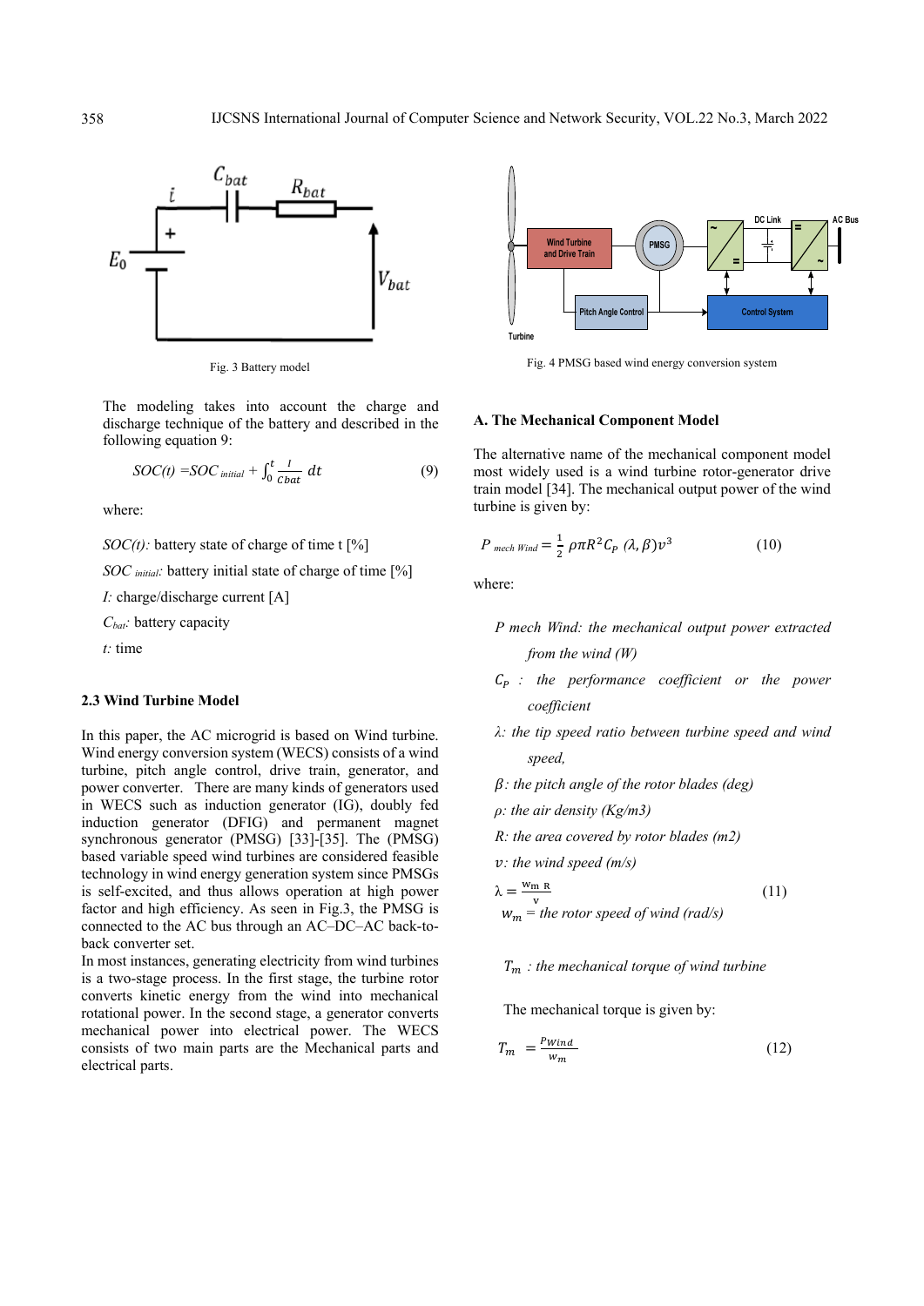Fig. 3 Battery model

The modeling takes into account the charge and discharge technique of the battery and described in the following equation 9:

$$SOC(t) = SOC_{initial} + \int_0^t \frac{I}{Cbat}\, dt \qquad (9)$$

where:

*SOC(t):* battery state of charge of time t [%]

*SOC $_{initial}$:* battery initial state of charge of time [%]

*I:* charge/discharge current [A]

*$C_{bat}$:* battery capacity

*t:* time

### 2.3 Wind Turbine Model

In this paper, the AC microgrid is based on Wind turbine. Wind energy conversion system (WECS) consists of a wind turbine, pitch angle control, drive train, generator, and power converter. There are many kinds of generators used in WECS such as induction generator (IG), doubly fed induction generator (DFIG) and permanent magnet synchronous generator (PMSG) [33]-[35]. The (PMSG) based variable speed wind turbines are considered feasible technology in wind energy generation system since PMSGs is self-excited, and thus allows operation at high power factor and high efficiency. As seen in Fig.3, the PMSG is connected to the AC bus through an AC–DC–AC back-to-back converter set.

In most instances, generating electricity from wind turbines is a two-stage process. In the first stage, the turbine rotor converts kinetic energy from the wind into mechanical rotational power. In the second stage, a generator converts mechanical power into electrical power. The WECS consists of two main parts are the Mechanical parts and electrical parts.

Fig. 4 PMSG based wind energy conversion system

#### A. The Mechanical Component Model

The alternative name of the mechanical component model most widely used is a wind turbine rotor-generator drive train model [34]. The mechanical output power of the wind turbine is given by:

$$P_{mech\ Wind} = \frac{1}{2}\rho\pi R^2 C_P\,(\lambda, \beta) v^3 \qquad (10)$$

where:

*P mech Wind: the mechanical output power extracted from the wind (W)*

*$C_P$ : the performance coefficient or the power coefficient*

*λ: the tip speed ratio between turbine speed and wind speed,*

*β: the pitch angle of the rotor blades (deg)*

*ρ: the air density (Kg/m3)*

*R: the area covered by rotor blades (m2)*

*$v$: the wind speed (m/s)*

$$\lambda = \frac{w_m R}{v} \qquad (11)$$

*$w_m$ = the rotor speed of wind (rad/s)*

*$T_m$ : the mechanical torque of wind turbine*

The mechanical torque is given by:

$$T_m = \frac{P_{Wind}}{w_m} \qquad (12)$$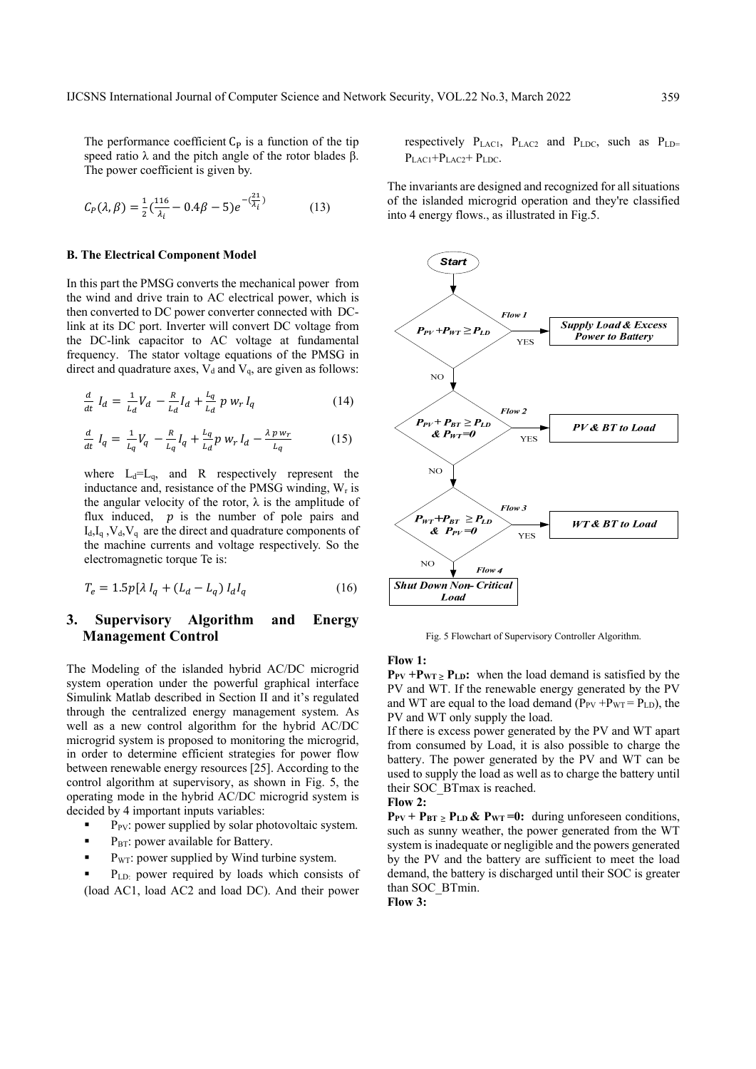The performance coefficient $C_P$ is a function of the tip speed ratio λ and the pitch angle of the rotor blades β. The power coefficient is given by.

$$C_P(\lambda, \beta) = \frac{1}{2}\left(\frac{116}{\lambda_i} - 0.4\beta - 5\right)e^{-\left(\frac{21}{\lambda_i}\right)} \tag{13}$$

### B. The Electrical Component Model

In this part the PMSG converts the mechanical power from the wind and drive train to AC electrical power, which is then converted to DC power converter connected with DC-link at its DC port. Inverter will convert DC voltage from the DC-link capacitor to AC voltage at fundamental frequency. The stator voltage equations of the PMSG in direct and quadrature axes, $V_d$ and $V_q$, are given as follows:

$$\frac{d}{dt} I_d = \frac{1}{L_d}V_d - \frac{R}{L_d}I_d + \frac{L_q}{L_d}\, p\, w_r\, I_q \tag{14}$$

$$\frac{d}{dt} I_q = \frac{1}{L_q}V_q - \frac{R}{L_q}I_q + \frac{L_q}{L_d} p\, w_r\, I_d - \frac{\lambda\, p\, w_r}{L_q} \tag{15}$$

where $L_d$=$L_q$, and R respectively represent the inductance and, resistance of the PMSG winding, $W_r$ is the angular velocity of the rotor, λ is the amplitude of flux induced, $p$ is the number of pole pairs and $I_d$,$I_q$ ,$V_d$,$V_q$ are the direct and quadrature components of the machine currents and voltage respectively. So the electromagnetic torque Te is:

$$T_e = 1.5p[\lambda\, I_q + (L_d - L_q)\, I_d I_q \tag{16}$$

## 3. Supervisory Algorithm and Energy Management Control

The Modeling of the islanded hybrid AC/DC microgrid system operation under the powerful graphical interface Simulink Matlab described in Section II and it's regulated through the centralized energy management system. As well as a new control algorithm for the hybrid AC/DC microgrid system is proposed to monitoring the microgrid, in order to determine efficient strategies for power flow between renewable energy resources [25]. According to the control algorithm at supervisory, as shown in Fig. 5, the operating mode in the hybrid AC/DC microgrid system is decided by 4 important inputs variables:

- $P_{PV}$: power supplied by solar photovoltaic system.
- $P_{BT}$: power available for Battery.
- $P_{WT}$: power supplied by Wind turbine system.
- $P_{LD}$: power required by loads which consists of (load AC1, load AC2 and load DC). And their power respectively $P_{LAC1}$, $P_{LAC2}$ and $P_{LDC}$, such as $P_{LD}$= $P_{LAC1}$+$P_{LAC2}$+ $P_{LDC}$.

The invariants are designed and recognized for all situations of the islanded microgrid operation and they're classified into 4 energy flows., as illustrated in Fig.5.

Fig. 5 Flowchart of Supervisory Controller Algorithm.

**Flow 1:**

**$P_{PV}$ +$P_{WT}$ ≥ $P_{LD}$:** when the load demand is satisfied by the PV and WT. If the renewable energy generated by the PV and WT are equal to the load demand ($P_{PV}$ +$P_{WT}$ = $P_{LD}$), the PV and WT only supply the load.

If there is excess power generated by the PV and WT apart from consumed by Load, it is also possible to charge the battery. The power generated by the PV and WT can be used to supply the load as well as to charge the battery until their SOC_BTmax is reached.

**Flow 2:**

**$P_{PV}$ + $P_{BT}$ ≥ $P_{LD}$ & $P_{WT}$ =0:** during unforeseen conditions, such as sunny weather, the power generated from the WT system is inadequate or negligible and the powers generated by the PV and the battery are sufficient to meet the load demand, the battery is discharged until their SOC is greater than SOC_BTmin.

**Flow 3:**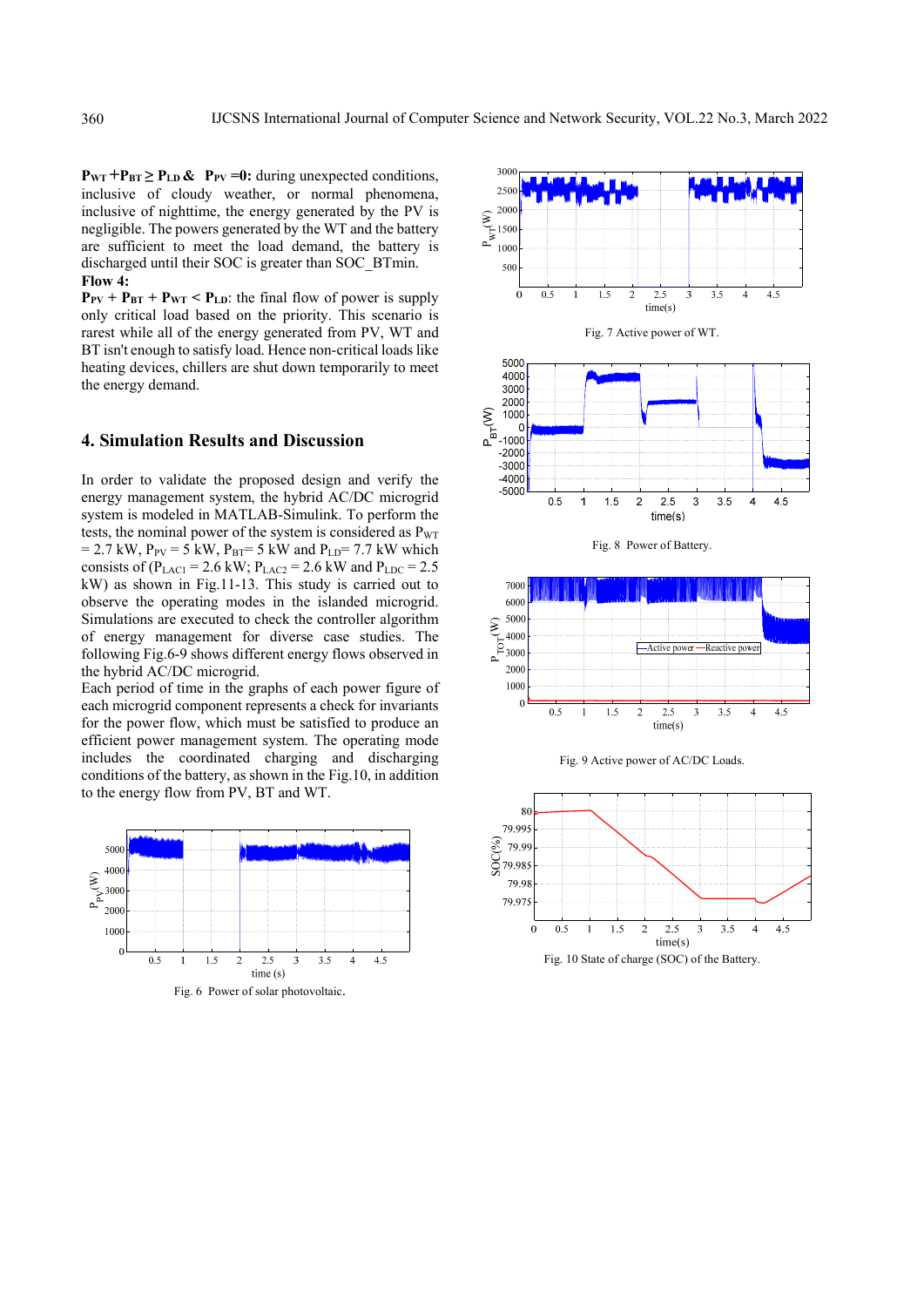**$P_{WT}+P_{BT} \geq P_{LD}$ & $P_{PV}=0$:** during unexpected conditions, inclusive of cloudy weather, or normal phenomena, inclusive of nighttime, the energy generated by the PV is negligible. The powers generated by the WT and the battery are sufficient to meet the load demand, the battery is discharged until their SOC is greater than SOC_BTmin.

**Flow 4:**

**$P_{PV} + P_{BT} + P_{WT} < P_{LD}$**: the final flow of power is supply only critical load based on the priority. This scenario is rarest while all of the energy generated from PV, WT and BT isn't enough to satisfy load. Hence non-critical loads like heating devices, chillers are shut down temporarily to meet the energy demand.

## 4. Simulation Results and Discussion

In order to validate the proposed design and verify the energy management system, the hybrid AC/DC microgrid system is modeled in MATLAB-Simulink. To perform the tests, the nominal power of the system is considered as $P_{WT}$ = 2.7 kW, $P_{PV}$ = 5 kW, $P_{BT}$= 5 kW and $P_{LD}$= 7.7 kW which consists of ($P_{LAC1}$ = 2.6 kW; $P_{LAC2}$ = 2.6 kW and $P_{LDC}$ = 2.5 kW) as shown in Fig.11-13. This study is carried out to observe the operating modes in the islanded microgrid. Simulations are executed to check the controller algorithm of energy management for diverse case studies. The following Fig.6-9 shows different energy flows observed in the hybrid AC/DC microgrid.

Each period of time in the graphs of each power figure of each microgrid component represents a check for invariants for the power flow, which must be satisfied to produce an efficient power management system. The operating modes includes the coordinated charging and discharging conditions of the battery, as shown in the Fig.10, in addition to the energy flow from PV, BT and WT.

Fig. 6 Power of solar photovoltaic.

Fig. 7 Active power of WT.

Fig. 8 Power of Battery.

Fig. 9 Active power of AC/DC Loads.

Fig. 10 State of charge (SOC) of the Battery.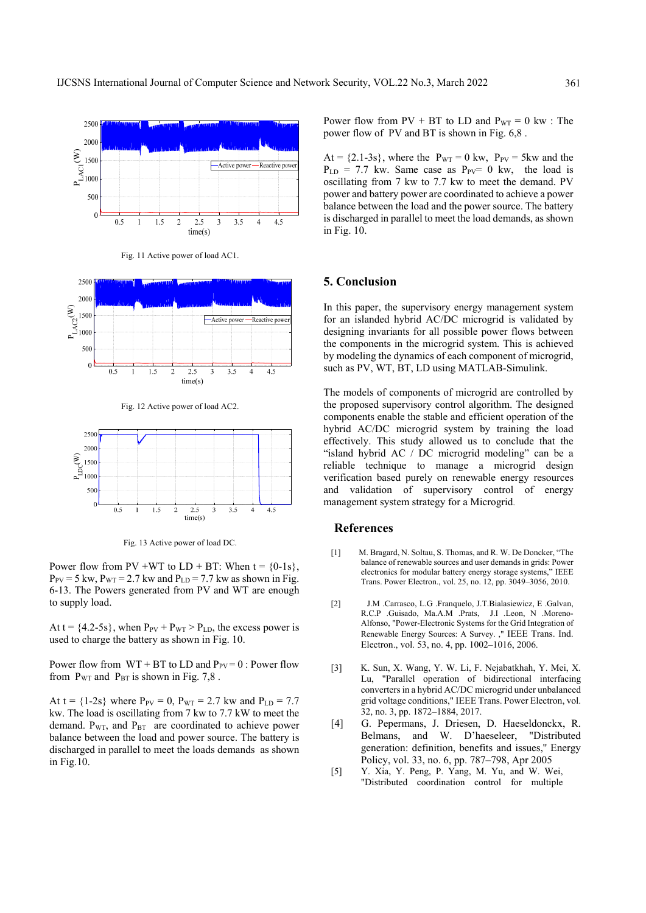Fig. 11 Active power of load AC1.

Fig. 12 Active power of load AC2.

Fig. 13 Active power of load DC.

Power flow from PV +WT to LD + BT: When t = {0-1s}, $P_{PV}$ = 5 kw, $P_{WT}$ = 2.7 kw and $P_{LD}$ = 7.7 kw as shown in Fig. 6-13. The Powers generated from PV and WT are enough to supply load.

At t = {4.2-5s}, when $P_{PV} + P_{WT} > P_{LD}$, the excess power is used to charge the battery as shown in Fig. 10.

Power flow from WT + BT to LD and $P_{PV}$ = 0 : Power flow from $P_{WT}$ and $P_{BT}$ is shown in Fig. 7,8 .

At t = {1-2s} where $P_{PV}$ = 0, $P_{WT}$ = 2.7 kw and $P_{LD}$ = 7.7 kw. The load is oscillating from 7 kw to 7.7 kW to meet the demand. $P_{WT}$, and $P_{BT}$ are coordinated to achieve power balance between the load and power source. The battery is discharged in parallel to meet the loads demands as shown in Fig.10.

Power flow from PV + BT to LD and $P_{WT}$ = 0 kw : The power flow of PV and BT is shown in Fig. 6,8 .

At = {2.1-3s}, where the $P_{WT}$ = 0 kw, $P_{PV}$ = 5kw and the $P_{LD}$ = 7.7 kw. Same case as $P_{PV}$= 0 kw, the load is oscillating from 7 kw to 7.7 kw to meet the demand. PV power and battery power are coordinated to achieve a power balance between the load and the power source. The battery is discharged in parallel to meet the load demands, as shown in Fig. 10.

## 5. Conclusion

In this paper, the supervisory energy management system for an islanded hybrid AC/DC microgrid is validated by designing invariants for all possible power flows between the components in the microgrid system. This is achieved by modeling the dynamics of each component of microgrid, such as PV, WT, BT, LD using MATLAB-Simulink.

The models of components of microgrid are controlled by the proposed supervisory control algorithm. The designed components enable the stable and efficient operation of the hybrid AC/DC microgrid system by training the load effectively. This study allowed us to conclude that the "island hybrid AC / DC microgrid modeling" can be a reliable technique to manage a microgrid design verification based purely on renewable energy resources and validation of supervisory control of energy management system strategy for a Microgrid.

## References

[1] M. Bragard, N. Soltau, S. Thomas, and R. W. De Doncker, "The balance of renewable sources and user demands in grids: Power electronics for modular battery energy storage systems," IEEE Trans. Power Electron., vol. 25, no. 12, pp. 3049–3056, 2010.

[2] J.M .Carrasco, L.G .Franquelo, J.T.Bialasiewicz, E .Galvan, R.C.P .Guisado, Ma.A.M .Prats, J.I .Leon, N .Moreno-Alfonso, "Power-Electronic Systems for the Grid Integration of Renewable Energy Sources: A Survey. ," IEEE Trans. Ind. Electron., vol. 53, no. 4, pp. 1002–1016, 2006.

[3] K. Sun, X. Wang, Y. W. Li, F. Nejabatkhah, Y. Mei, X. Lu, "Parallel operation of bidirectional interfacing converters in a hybrid AC/DC microgrid under unbalanced grid voltage conditions," IEEE Trans. Power Electron, vol. 32, no. 3, pp. 1872–1884, 2017.

[4] G. Pepermans, J. Driesen, D. Haeseldonckx, R. Belmans, and W. D'haeseleer, "Distributed generation: definition, benefits and issues," Energy Policy, vol. 33, no. 6, pp. 787–798, Apr 2005

[5] Y. Xia, Y. Peng, P. Yang, M. Yu, and W. Wei, "Distributed coordination control for multiple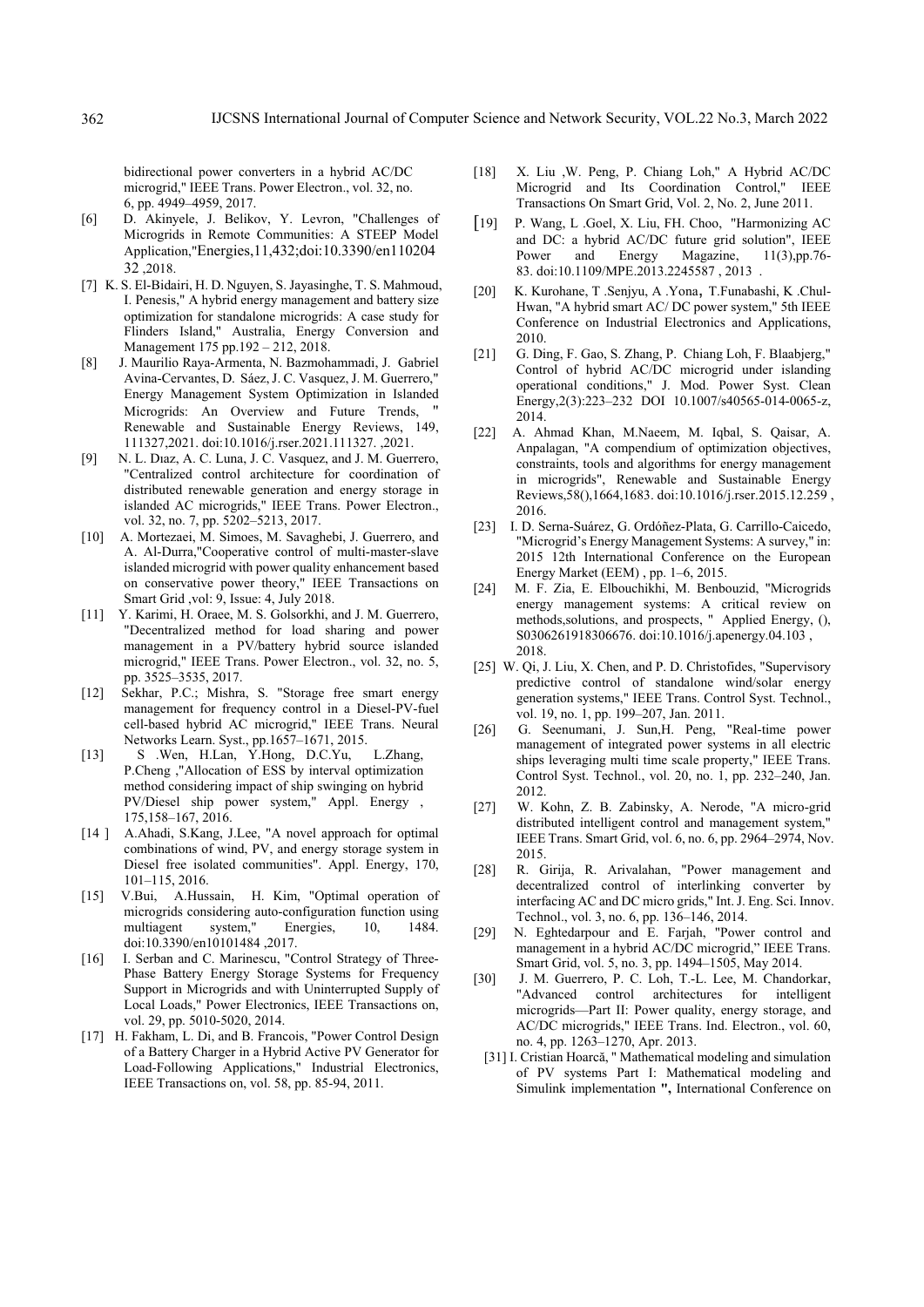bidirectional power converters in a hybrid AC/DC microgrid," IEEE Trans. Power Electron., vol. 32, no. 6, pp. 4949–4959, 2017.

[6] D. Akinyele, J. Belikov, Y. Levron, "Challenges of Microgrids in Remote Communities: A STEEP Model Application,"Energies,11,432;doi:10.3390/en11020432 ,2018.

[7] K. S. El-Bidairi, H. D. Nguyen, S. Jayasinghe, T. S. Mahmoud, I. Penesis," A hybrid energy management and battery size optimization for standalone microgrids: A case study for Flinders Island," Australia, Energy Conversion and Management 175 pp.192 – 212, 2018.

[8] J. Maurilio Raya-Armenta, N. Bazmohammadi, J. Gabriel Avina-Cervantes, D. Sáez, J. C. Vasquez, J. M. Guerrero," Energy Management System Optimization in Islanded Microgrids: An Overview and Future Trends, " Renewable and Sustainable Energy Reviews, 149, 111327,2021. doi:10.1016/j.rser.2021.111327. ,2021.

[9] N. L. Dıaz, A. C. Luna, J. C. Vasquez, and J. M. Guerrero, "Centralized control architecture for coordination of distributed renewable generation and energy storage in islanded AC microgrids," IEEE Trans. Power Electron., vol. 32, no. 7, pp. 5202–5213, 2017.

[10] A. Mortezaei, M. Simoes, M. Savaghebi, J. Guerrero, and A. Al-Durra,"Cooperative control of multi-master-slave islanded microgrid with power quality enhancement based on conservative power theory," IEEE Transactions on Smart Grid ,vol: 9, Issue: 4, July 2018.

[11] Y. Karimi, H. Oraee, M. S. Golsorkhi, and J. M. Guerrero, "Decentralized method for load sharing and power management in a PV/battery hybrid source islanded microgrid," IEEE Trans. Power Electron., vol. 32, no. 5, pp. 3525–3535, 2017.

[12] Sekhar, P.C.; Mishra, S. "Storage free smart energy management for frequency control in a Diesel-PV-fuel cell-based hybrid AC microgrid," IEEE Trans. Neural Networks Learn. Syst., pp.1657–1671, 2015.

[13] S .Wen, H.Lan, Y.Hong, D.C.Yu, L.Zhang, P.Cheng ,"Allocation of ESS by interval optimization method considering impact of ship swinging on hybrid PV/Diesel ship power system," Appl. Energy , 175,158–167, 2016.

[14 ] A.Ahadi, S.Kang, J.Lee, "A novel approach for optimal combinations of wind, PV, and energy storage system in Diesel free isolated communities". Appl. Energy, 170, 101–115, 2016.

[15] V.Bui, A.Hussain, H. Kim, "Optimal operation of microgrids considering auto-configuration function using multiagent system," Energies, 10, 1484. doi:10.3390/en10101484 ,2017.

[16] I. Serban and C. Marinescu, "Control Strategy of Three-Phase Battery Energy Storage Systems for Frequency Support in Microgrids and with Uninterrupted Supply of Local Loads," Power Electronics, IEEE Transactions on, vol. 29, pp. 5010-5020, 2014.

[17] H. Fakham, L. Di, and B. Francois, "Power Control Design of a Battery Charger in a Hybrid Active PV Generator for Load-Following Applications," Industrial Electronics, IEEE Transactions on, vol. 58, pp. 85-94, 2011.

[18] X. Liu ,W. Peng, P. Chiang Loh," A Hybrid AC/DC Microgrid and Its Coordination Control," IEEE Transactions On Smart Grid, Vol. 2, No. 2, June 2011.

[19] P. Wang, L .Goel, X. Liu, FH. Choo, "Harmonizing AC and DC: a hybrid AC/DC future grid solution", IEEE Power and Energy Magazine, 11(3),pp.76-83. doi:10.1109/MPE.2013.2245587 , 2013 .

[20] K. Kurohane, T .Senjyu, A .Yona，T.Funabashi, K .Chul-Hwan, "A hybrid smart AC/ DC power system," 5th IEEE Conference on Industrial Electronics and Applications, 2010.

[21] G. Ding, F. Gao, S. Zhang, P. Chiang Loh, F. Blaabjerg," Control of hybrid AC/DC microgrid under islanding operational conditions," J. Mod. Power Syst. Clean Energy,2(3):223–232 DOI 10.1007/s40565-014-0065-z, 2014.

[22] A. Ahmad Khan, M.Naeem, M. Iqbal, S. Qaisar, A. Anpalagan, "A compendium of optimization objectives, constraints, tools and algorithms for energy management in microgrids", Renewable and Sustainable Energy Reviews,58(),1664,1683. doi:10.1016/j.rser.2015.12.259 , 2016.

[23] I. D. Serna-Suárez, G. Ordóñez-Plata, G. Carrillo-Caicedo, "Microgrid's Energy Management Systems: A survey," in: 2015 12th International Conference on the European Energy Market (EEM) , pp. 1–6, 2015.

[24] M. F. Zia, E. Elbouchikhi, M. Benbouzid, "Microgrids energy management systems: A critical review on methods,solutions, and prospects, " Applied Energy, (), S0306261918306676. doi:10.1016/j.apenergy.04.103 , 2018.

[25] W. Qi, J. Liu, X. Chen, and P. D. Christofides, "Supervisory predictive control of standalone wind/solar energy generation systems," IEEE Trans. Control Syst. Technol., vol. 19, no. 1, pp. 199–207, Jan. 2011.

[26] G. Seenumani, J. Sun,H. Peng, "Real-time power management of integrated power systems in all electric ships leveraging multi time scale property," IEEE Trans. Control Syst. Technol., vol. 20, no. 1, pp. 232–240, Jan. 2012.

[27] W. Kohn, Z. B. Zabinsky, A. Nerode, "A micro-grid distributed intelligent control and management system," IEEE Trans. Smart Grid, vol. 6, no. 6, pp. 2964–2974, Nov. 2015.

[28] R. Girija, R. Arivalahan, "Power management and decentralized control of interlinking converter by interfacing AC and DC micro grids," Int. J. Eng. Sci. Innov. Technol., vol. 3, no. 6, pp. 136–146, 2014.

[29] N. Eghtedarpour and E. Farjah, "Power control and management in a hybrid AC/DC microgrid," IEEE Trans. Smart Grid, vol. 5, no. 3, pp. 1494–1505, May 2014.

[30] J. M. Guerrero, P. C. Loh, T.-L. Lee, M. Chandorkar, "Advanced control architectures for intelligent microgrids—Part II: Power quality, energy storage, and AC/DC microgrids," IEEE Trans. Ind. Electron., vol. 60, no. 4, pp. 1263–1270, Apr. 2013.

[31] I. Cristian Hoarcă, " Mathematical modeling and simulation of PV systems Part I: Mathematical modeling and Simulink implementation **",** International Conference on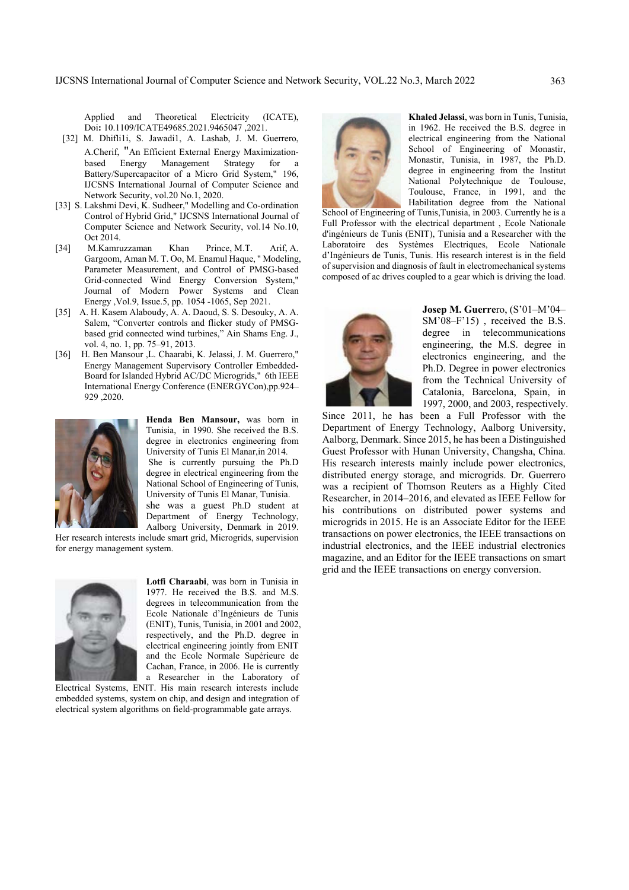Applied and Theoretical Electricity (ICATE), Doi**:** 10.1109/ICATE49685.2021.9465047 ,2021.

[32] M. Dhifli1i, S. Jawadi1, A. Lashab, J. M. Guerrero, A.Cherif, "An Efficient External Energy Maximization-based Energy Management Strategy for a Battery/Supercapacitor of a Micro Grid System," 196, IJCSNS International Journal of Computer Science and Network Security, vol.20 No.1, 2020.

[33] S. Lakshmi Devi, K. Sudheer," Modelling and Co-ordination Control of Hybrid Grid," IJCSNS International Journal of Computer Science and Network Security, vol.14 No.10, Oct 2014.

[34] M.Kamruzzaman Khan Prince, M.T. Arif, A. Gargoom, Aman M. T. Oo, M. Enamul Haque, " Modeling, Parameter Measurement, and Control of PMSG-based Grid-connected Wind Energy Conversion System," Journal of Modern Power Systems and Clean Energy ,Vol.9, Issue.5, pp. 1054 -1065, Sep 2021.

[35] A. H. Kasem Alaboudy, A. A. Daoud, S. S. Desouky, A. A. Salem, "Converter controls and flicker study of PMSG-based grid connected wind turbines," Ain Shams Eng. J., vol. 4, no. 1, pp. 75–91, 2013.

[36] H. Ben Mansour ,L. Chaarabi, K. Jelassi, J. M. Guerrero," Energy Management Supervisory Controller Embedded-Board for Islanded Hybrid AC/DC Microgrids," 6th IEEE International Energy Conference (ENERGYCon),pp.924–929 ,2020.

**Henda Ben Mansour,** was born in Tunisia, in 1990. She received the B.S. degree in electronics engineering from University of Tunis El Manar,in 2014. She is currently pursuing the Ph.D degree in electrical engineering from the National School of Engineering of Tunis, University of Tunis El Manar, Tunisia. she was a guest Ph.D student at Department of Energy Technology, Aalborg University, Denmark in 2019. Her research interests include smart grid, Microgrids, supervision for energy management system.

**Lotfi Charaabi**, was born in Tunisia in 1977. He received the B.S. and M.S. degrees in telecommunication from the Ecole Nationale d'Ingénieurs de Tunis (ENIT), Tunis, Tunisia, in 2001 and 2002, respectively, and the Ph.D. degree in electrical engineering jointly from ENIT and the Ecole Normale Supérieure de Cachan, France, in 2006. He is currently a Researcher in the Laboratory of Electrical Systems, ENIT. His main research interests include embedded systems, system on chip, and design and integration of electrical system algorithms on field-programmable gate arrays.

**Khaled Jelassi**, was born in Tunis, Tunisia, in 1962. He received the B.S. degree in electrical engineering from the National School of Engineering of Monastir, Monastir, Tunisia, in 1987, the Ph.D. degree in engineering from the Institut National Polytechnique de Toulouse, Toulouse, France, in 1991, and the Habilitation degree from the National School of Engineering of Tunis,Tunisia, in 2003. Currently he is a Full Professor with the electrical department , Ecole Nationale d'ingénieurs de Tunis (ENIT), Tunisia and a Researcher with the Laboratoire des Systèmes Electriques, Ecole Nationale d'Ingénieurs de Tunis, Tunis. His research interest is in the field of supervision and diagnosis of fault in electromechanical systems composed of ac drives coupled to a gear which is driving the load.

**Josep M. Guerrer**o, (S'01–M'04–SM'08–F'15) , received the B.S. degree in telecommunications engineering, the M.S. degree in electronics engineering, and the Ph.D. Degree in power electronics from the Technical University of Catalonia, Barcelona, Spain, in 1997, 2000, and 2003, respectively. Since 2011, he has been a Full Professor with the Department of Energy Technology, Aalborg University, Aalborg, Denmark. Since 2015, he has been a Distinguished Guest Professor with Hunan University, Changsha, China. His research interests mainly include power electronics, distributed energy storage, and microgrids. Dr. Guerrero was a recipient of Thomson Reuters as a Highly Cited Researcher, in 2014–2016, and elevated as IEEE Fellow for his contributions on distributed power systems and microgrids in 2015. He is an Associate Editor for the IEEE transactions on power electronics, the IEEE transactions on industrial electronics, and the IEEE industrial electronics magazine, and an Editor for the IEEE transactions on smart grid and the IEEE transactions on energy conversion.